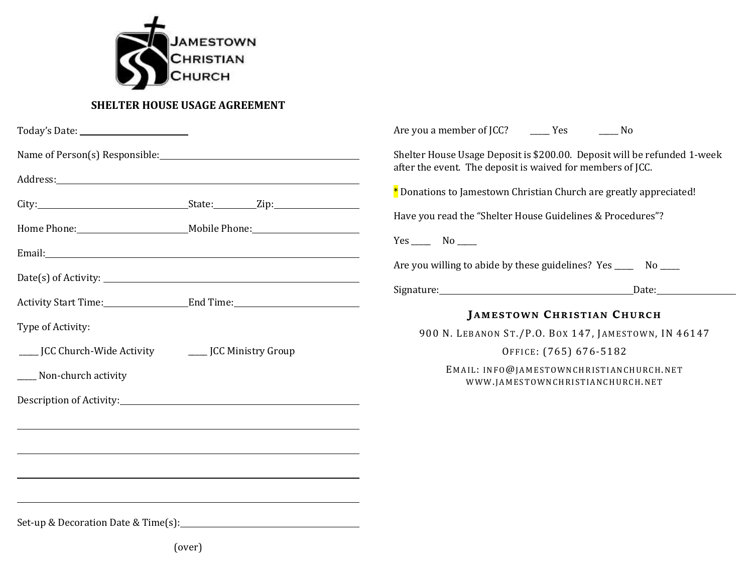JAMESTOWN CHRISTIAN CHURCH

## SHELTER HOUSE USAGE AGREEMENT

Today's Date: ____________________

Name of Person(s) Responsible: ____________________________________________

Address: ____________________________________________

City: ______________________ State: ________ Zip: ______________

Home Phone: __________________ Mobile Phone: __________________

Email: ____________________________________________

Date(s) of Activity: ____________________________________________

Activity Start Time: ______________ End Time: ______________

Type of Activity:

_____ JCC Church-Wide Activity _____ JCC Ministry Group

_____ Non-church activity

Description of Activity: ____________________________________________

____________________________________________

____________________________________________

____________________________________________

____________________________________________

Set-up & Decoration Date & Time(s): ____________________________________________

(over)

Are you a member of JCC? _____ Yes _____ No

Shelter House Usage Deposit is $200.00. Deposit will be refunded 1-week after the event. The deposit is waived for members of JCC.

* Donations to Jamestown Christian Church are greatly appreciated!

Have you read the "Shelter House Guidelines & Procedures"?

Yes _____ No _____

Are you willing to abide by these guidelines? Yes _____ No _____

Signature: ____________________________________ Date: ______________

**JAMESTOWN CHRISTIAN CHURCH**

900 N. LEBANON ST./P.O. BOX 147, JAMESTOWN, IN 46147

OFFICE: (765) 676-5182

EMAIL: INFO@JAMESTOWNCHRISTIANCHURCH.NET

WWW.JAMESTOWNCHRISTIANCHURCH.NET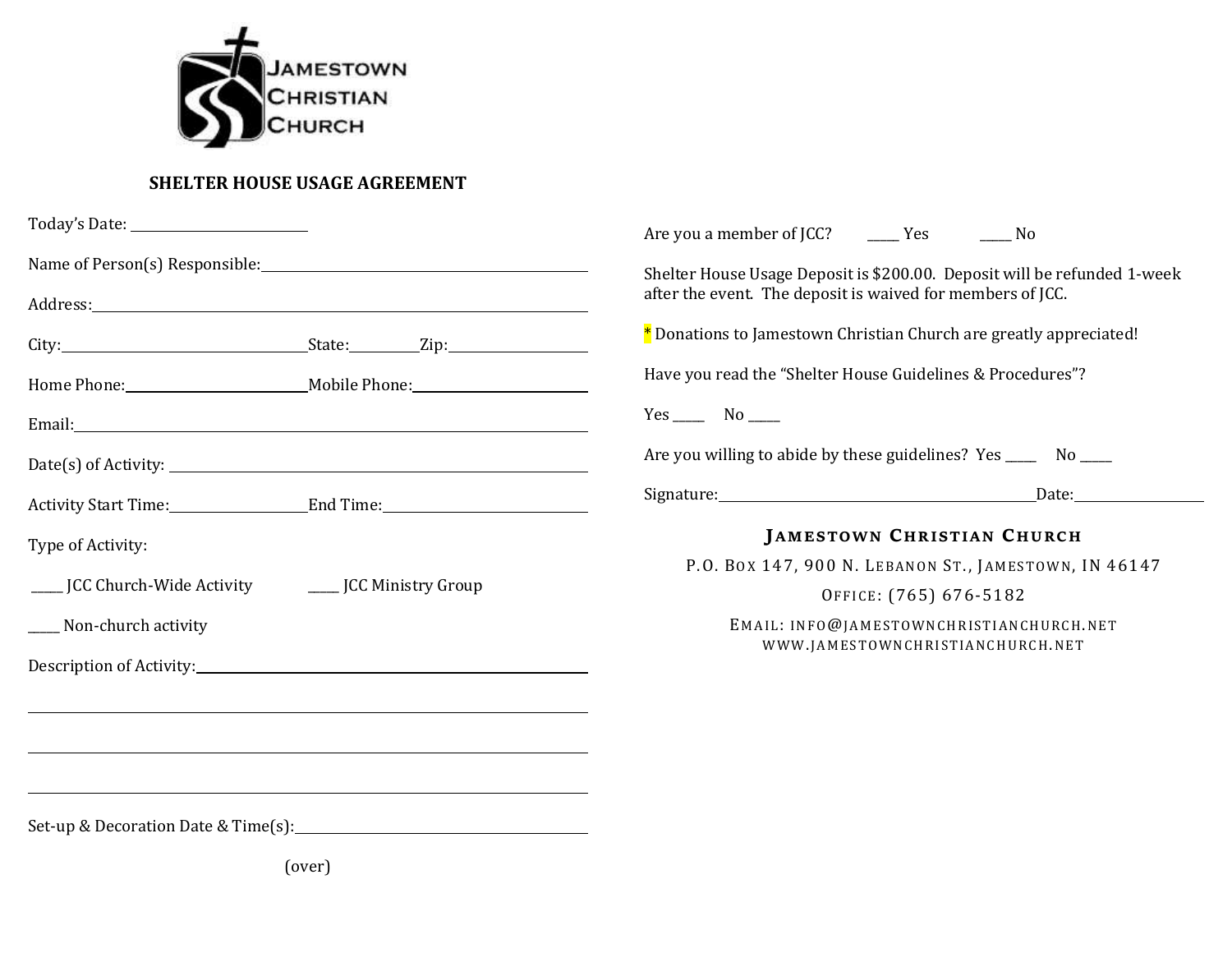JAMESTOWN CHRISTIAN CHURCH

## SHELTER HOUSE USAGE AGREEMENT

Today's Date: ____________________

Name of Person(s) Responsible: ________________________________________

Address: ________________________________________

City: ____________________ State: __________ Zip: ____________________

Home Phone: ____________________ Mobile Phone: ____________________

Email: ________________________________________

Date(s) of Activity: ________________________________________

Activity Start Time: ____________________ End Time: ____________________

Type of Activity:

_____ JCC Church-Wide Activity _____ JCC Ministry Group

_____ Non-church activity

Description of Activity: ________________________________________

________________________________________

________________________________________

________________________________________

Set-up & Decoration Date & Time(s): ________________________________________

(over)

Are you a member of JCC? _____ Yes _____ No

Shelter House Usage Deposit is $200.00. Deposit will be refunded 1-week after the event. The deposit is waived for members of JCC.

* Donations to Jamestown Christian Church are greatly appreciated!

Have you read the "Shelter House Guidelines & Procedures"?

Yes _____ No _____

Are you willing to abide by these guidelines? Yes _____ No _____

Signature: ________________________________________ Date: ____________________

**JAMESTOWN CHRISTIAN CHURCH**

P.O. BOX 147, 900 N. LEBANON ST., JAMESTOWN, IN 46147

OFFICE: (765) 676-5182

EMAIL: INFO@JAMESTOWNCHRISTIANCHURCH.NET
WWW.JAMESTOWNCHRISTIANCHURCH.NET